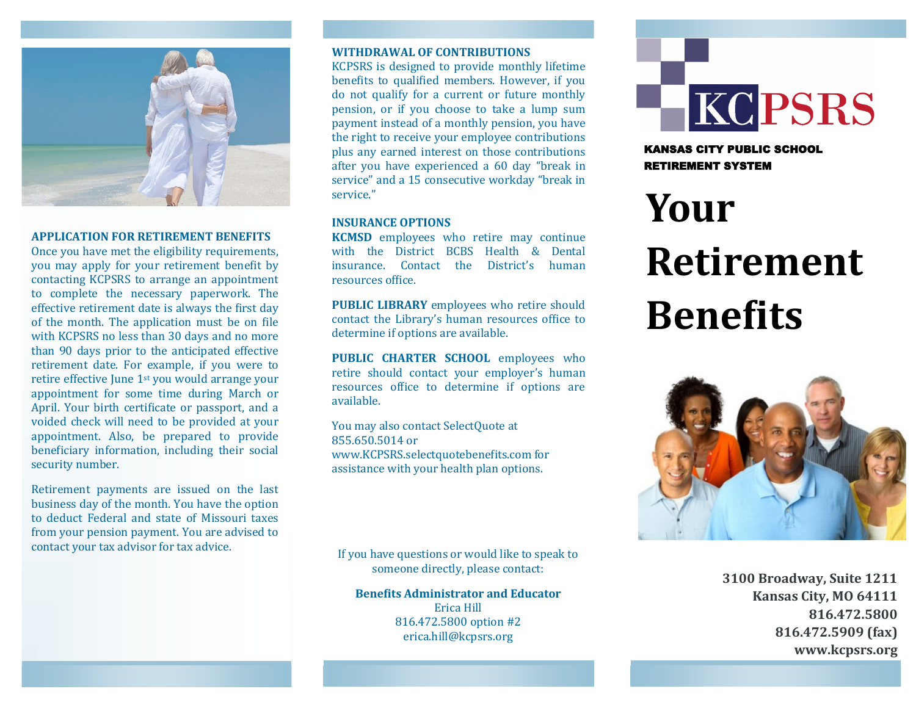## APPLICATION FOR RETIREMENT BENEFITS

Once you have met the eligibility requirements, you may apply for your retirement benefit by contacting KCPSRS to arrange an appointment to complete the necessary paperwork. The effective retirement date is always the first day of the month. The application must be on file with KCPSRS no less than 30 days and no more than 90 days prior to the anticipated effective retirement date. For example, if you were to retire effective June 1st you would arrange your appointment for some time during March or April. Your birth certificate or passport, and a voided check will need to be provided at your appointment. Also, be prepared to provide beneficiary information, including their social security number.

Retirement payments are issued on the last business day of the month. You have the option to deduct Federal and state of Missouri taxes from your pension payment. You are advised to contact your tax advisor for tax advice.

## WITHDRAWAL OF CONTRIBUTIONS

KCPSRS is designed to provide monthly lifetime benefits to qualified members. However, if you do not qualify for a current or future monthly pension, or if you choose to take a lump sum payment instead of a monthly pension, you have the right to receive your employee contributions plus any earned interest on those contributions after you have experienced a 60 day "break in service" and a 15 consecutive workday "break in service."

## INSURANCE OPTIONS

**KCMSD** employees who retire may continue with the District BCBS Health & Dental insurance. Contact the District's human resources office.

**PUBLIC LIBRARY** employees who retire should contact the Library's human resources office to determine if options are available.

**PUBLIC CHARTER SCHOOL** employees who retire should contact your employer's human resources office to determine if options are available.

You may also contact SelectQuote at 855.650.5014 or www.KCPSRS.selectquotebenefits.com for assistance with your health plan options.

If you have questions or would like to speak to someone directly, please contact:

**Benefits Administrator and Educator**
Erica Hill
816.472.5800 option #2
erica.hill@kcpsrs.org

KCPSRS

KANSAS CITY PUBLIC SCHOOL RETIREMENT SYSTEM

# Your Retirement Benefits

**3100 Broadway, Suite 1211**
**Kansas City, MO 64111**
**816.472.5800**
**816.472.5909 (fax)**
**www.kcpsrs.org**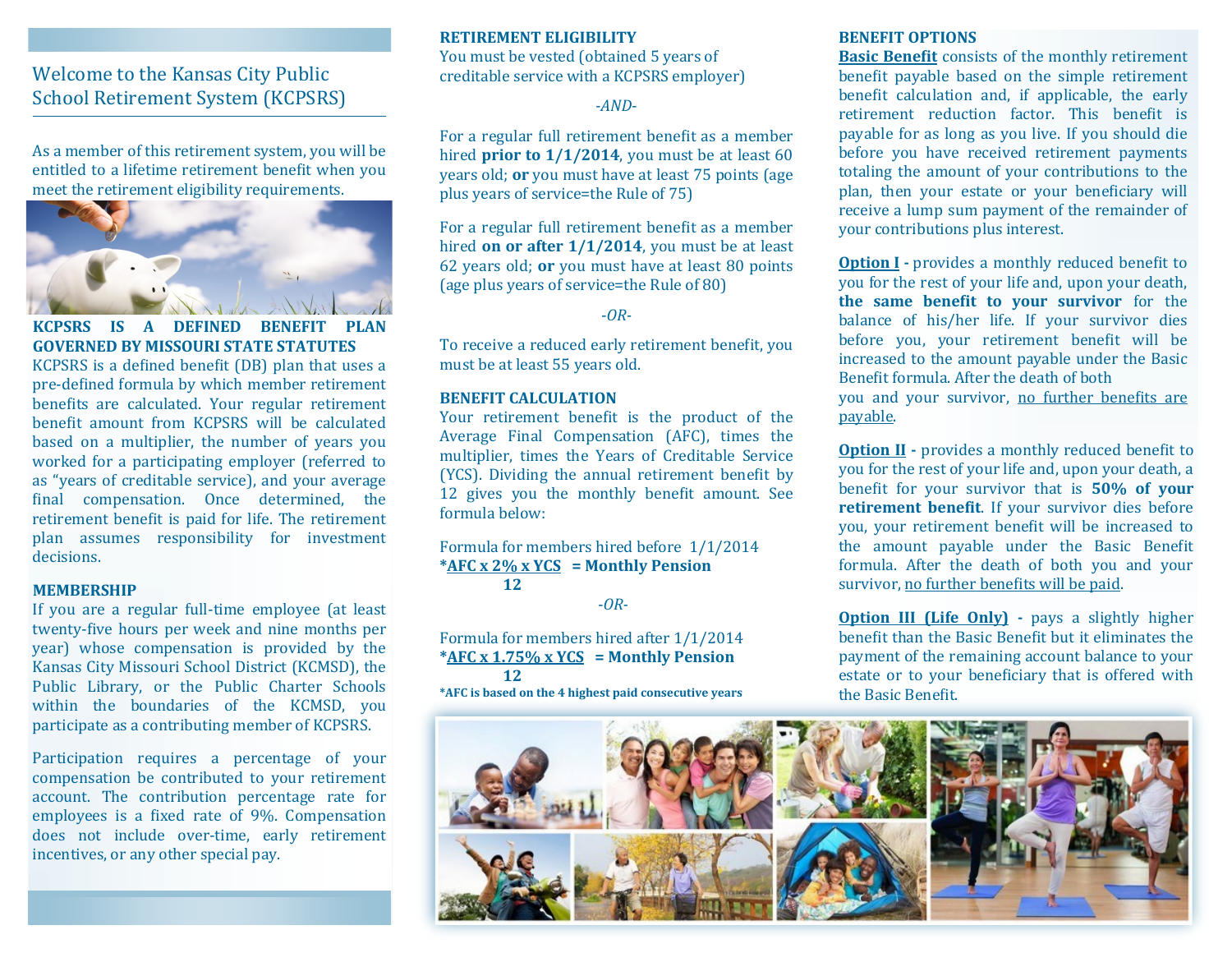## Welcome to the Kansas City Public School Retirement System (KCPSRS)

As a member of this retirement system, you will be entitled to a lifetime retirement benefit when you meet the retirement eligibility requirements.

### KCPSRS IS A DEFINED BENEFIT PLAN GOVERNED BY MISSOURI STATE STATUTES

KCPSRS is a defined benefit (DB) plan that uses a pre-defined formula by which member retirement benefits are calculated. Your regular retirement benefit amount from KCPSRS will be calculated based on a multiplier, the number of years you worked for a participating employer (referred to as "years of creditable service), and your average final compensation. Once determined, the retirement benefit is paid for life. The retirement plan assumes responsibility for investment decisions.

### MEMBERSHIP

If you are a regular full-time employee (at least twenty-five hours per week and nine months per year) whose compensation is provided by the Kansas City Missouri School District (KCMSD), the Public Library, or the Public Charter Schools within the boundaries of the KCMSD, you participate as a contributing member of KCPSRS.

Participation requires a percentage of your compensation be contributed to your retirement account. The contribution percentage rate for employees is a fixed rate of 9%. Compensation does not include over-time, early retirement incentives, or any other special pay.

### RETIREMENT ELIGIBILITY

You must be vested (obtained 5 years of creditable service with a KCPSRS employer)

*-AND-*

For a regular full retirement benefit as a member hired **prior to 1/1/2014**, you must be at least 60 years old; **or** you must have at least 75 points (age plus years of service=the Rule of 75)

For a regular full retirement benefit as a member hired **on or after 1/1/2014**, you must be at least 62 years old; **or** you must have at least 80 points (age plus years of service=the Rule of 80)

*-OR-*

To receive a reduced early retirement benefit, you must be at least 55 years old.

### BENEFIT CALCULATION

Your retirement benefit is the product of the Average Final Compensation (AFC), times the multiplier, times the Years of Creditable Service (YCS). Dividing the annual retirement benefit by 12 gives you the monthly benefit amount. See formula below:

Formula for members hired before 1/1/2014

$$^{*}\frac{AFC \times 2\% \times YCS}{12} = \textbf{Monthly Pension}$$

*-OR-*

Formula for members hired after 1/1/2014

$$^{*}\frac{AFC \times 1.75\% \times YCS}{12} = \textbf{Monthly Pension}$$

**\*AFC is based on the 4 highest paid consecutive years**

### BENEFIT OPTIONS

**Basic Benefit** consists of the monthly retirement benefit payable based on the simple retirement benefit calculation and, if applicable, the early retirement reduction factor. This benefit is payable for as long as you live. If you should die before you have received retirement payments totaling the amount of your contributions to the plan, then your estate or your beneficiary will receive a lump sum payment of the remainder of your contributions plus interest.

**Option I -** provides a monthly reduced benefit to you for the rest of your life and, upon your death, **the same benefit to your survivor** for the balance of his/her life. If your survivor dies before you, your retirement benefit will be increased to the amount payable under the Basic Benefit formula. After the death of both you and your survivor, no further benefits are payable.

**Option II -** provides a monthly reduced benefit to you for the rest of your life and, upon your death, a benefit for your survivor that is **50% of your retirement benefit**. If your survivor dies before you, your retirement benefit will be increased to the amount payable under the Basic Benefit formula. After the death of both you and your survivor, no further benefits will be paid.

**Option III (Life Only) -** pays a slightly higher benefit than the Basic Benefit but it eliminates the payment of the remaining account balance to your estate or to your beneficiary that is offered with the Basic Benefit.